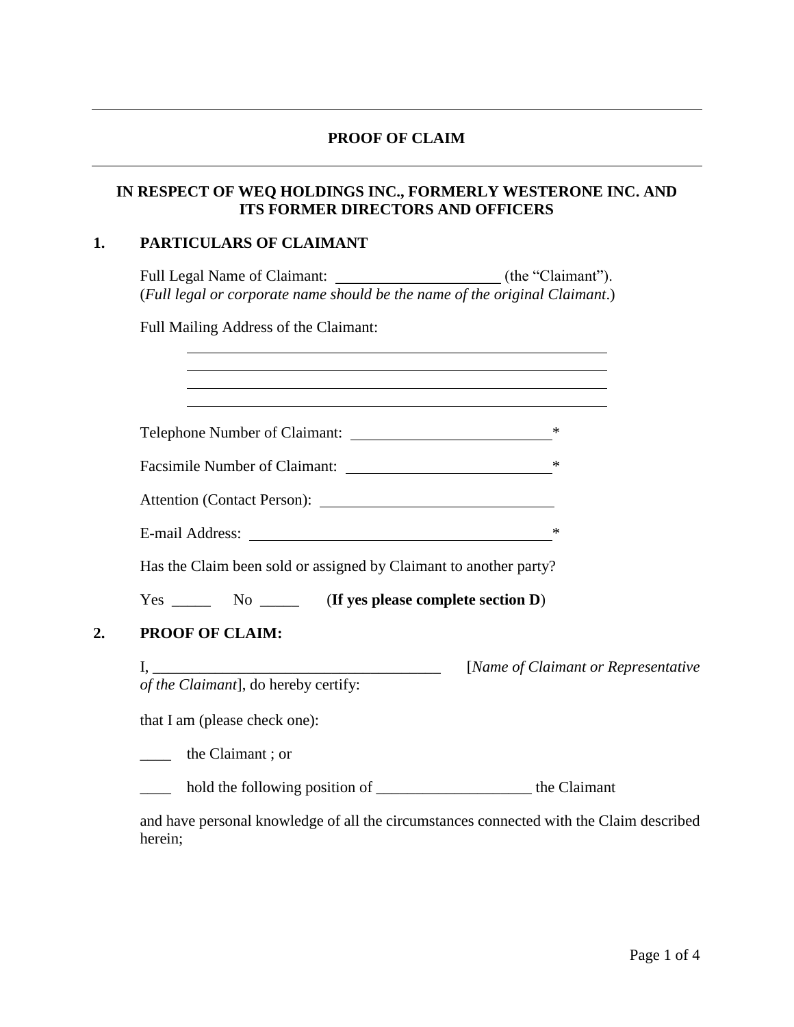# PROOF OF CLAIM

## IN RESPECT OF WEQ HOLDINGS INC., FORMERLY WESTERONE INC. AND ITS FORMER DIRECTORS AND OFFICERS

### 1. PARTICULARS OF CLAIMANT

Full Legal Name of Claimant: ______________________ (the "Claimant").
(*Full legal or corporate name should be the name of the original Claimant*.)

Full Mailing Address of the Claimant:

______________________________________________________

______________________________________________________

______________________________________________________

______________________________________________________

Telephone Number of Claimant: __________________________*

Facsimile Number of Claimant: __________________________*

Attention (Contact Person): ______________________________

E-mail Address: ______________________________________*

Has the Claim been sold or assigned by Claimant to another party?

Yes _____ No _____ (**If yes please complete section D**)

### 2. PROOF OF CLAIM:

I, ______________________________________ [*Name of Claimant or Representative of the Claimant*], do hereby certify:

that I am (please check one):

____ the Claimant ; or

____ hold the following position of ____________________ the Claimant

and have personal knowledge of all the circumstances connected with the Claim described herein;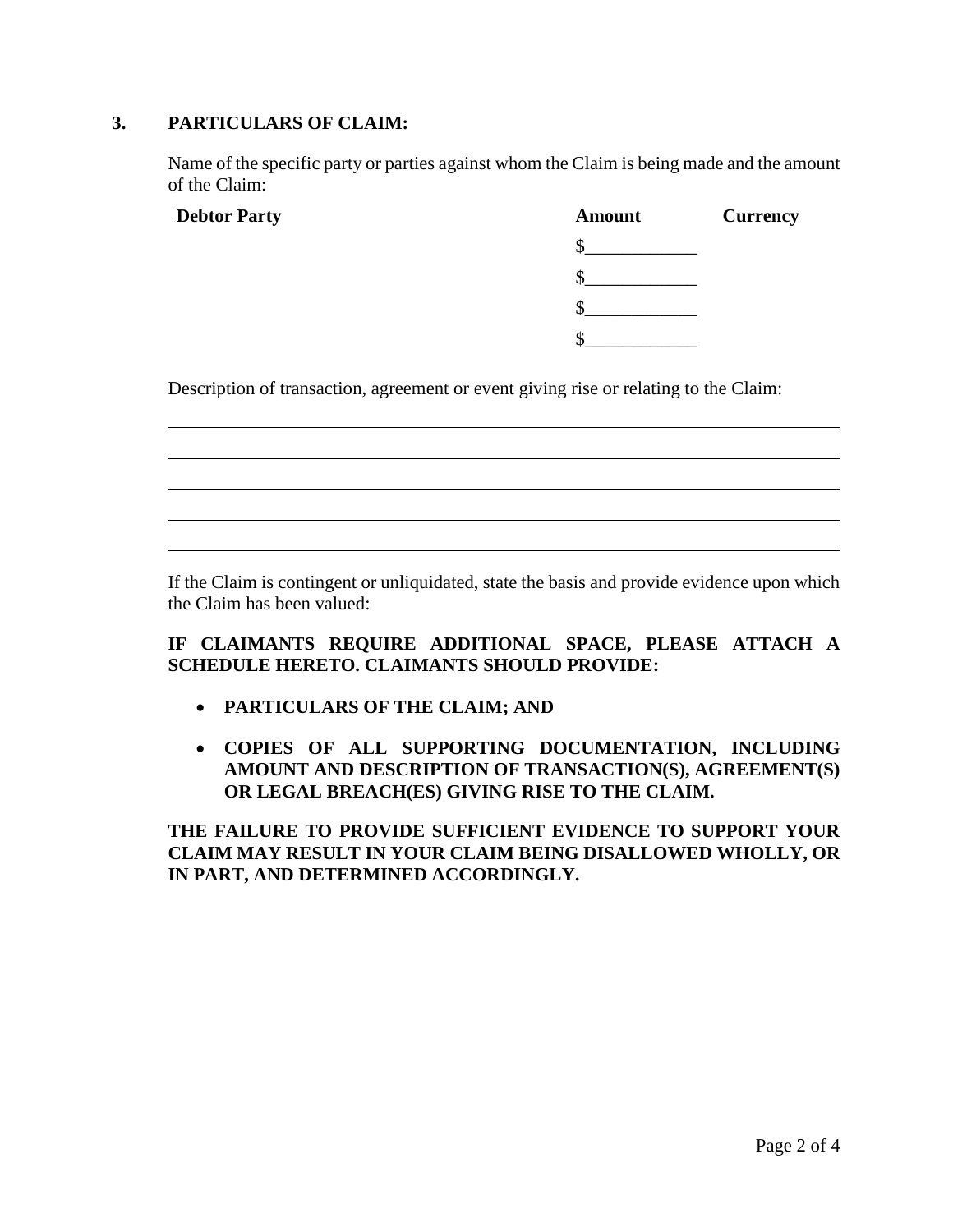## 3. PARTICULARS OF CLAIM:

Name of the specific party or parties against whom the Claim is being made and the amount of the Claim:

| Debtor Party | Amount | Currency |
|---|---|---|
| | $____________ | |
| | $____________ | |
| | $____________ | |
| | $____________ | |

Description of transaction, agreement or event giving rise or relating to the Claim:

______________________________________________________________________________

______________________________________________________________________________

______________________________________________________________________________

______________________________________________________________________________

______________________________________________________________________________

If the Claim is contingent or unliquidated, state the basis and provide evidence upon which the Claim has been valued:

**IF CLAIMANTS REQUIRE ADDITIONAL SPACE, PLEASE ATTACH A SCHEDULE HERETO. CLAIMANTS SHOULD PROVIDE:**

- **PARTICULARS OF THE CLAIM; AND**
- **COPIES OF ALL SUPPORTING DOCUMENTATION, INCLUDING AMOUNT AND DESCRIPTION OF TRANSACTION(S), AGREEMENT(S) OR LEGAL BREACH(ES) GIVING RISE TO THE CLAIM.**

**THE FAILURE TO PROVIDE SUFFICIENT EVIDENCE TO SUPPORT YOUR CLAIM MAY RESULT IN YOUR CLAIM BEING DISALLOWED WHOLLY, OR IN PART, AND DETERMINED ACCORDINGLY.**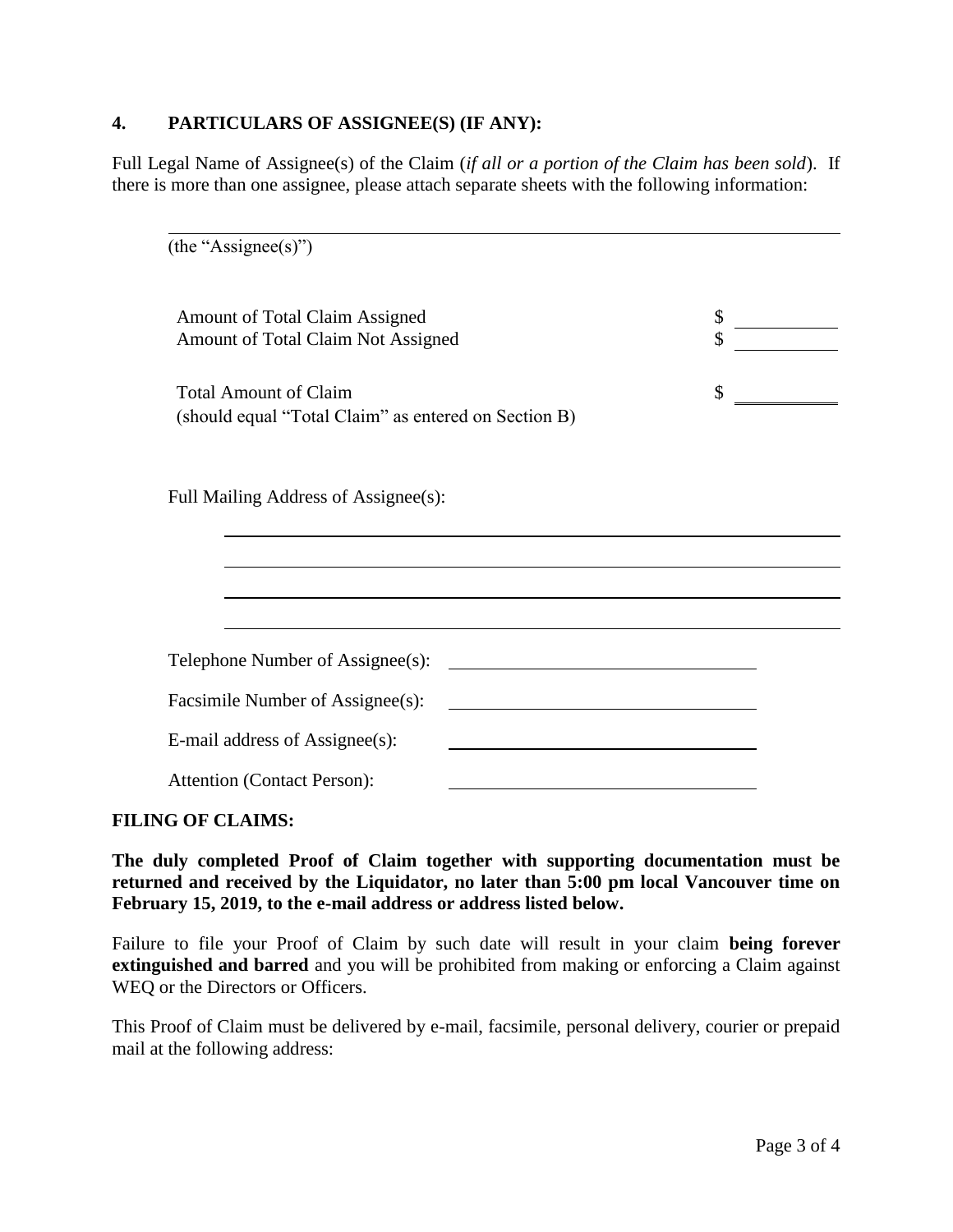## 4. PARTICULARS OF ASSIGNEE(S) (IF ANY):

Full Legal Name of Assignee(s) of the Claim (*if all or a portion of the Claim has been sold*). If there is more than one assignee, please attach separate sheets with the following information:

______________________________________________________________
(the "Assignee(s)")

| | |
|---|---|
| Amount of Total Claim Assigned | $ __________ |
| Amount of Total Claim Not Assigned | $ __________ |
| Total Amount of Claim<br>(should equal "Total Claim" as entered on Section B) | $ __________ |

Full Mailing Address of Assignee(s):

______________________________________________________________

______________________________________________________________

______________________________________________________________

______________________________________________________________

Telephone Number of Assignee(s): ______________________________

Facsimile Number of Assignee(s): ______________________________

E-mail address of Assignee(s): ______________________________

Attention (Contact Person): ______________________________

**FILING OF CLAIMS:**

**The duly completed Proof of Claim together with supporting documentation must be returned and received by the Liquidator, no later than 5:00 pm local Vancouver time on February 15, 2019, to the e-mail address or address listed below.**

Failure to file your Proof of Claim by such date will result in your claim **being forever extinguished and barred** and you will be prohibited from making or enforcing a Claim against WEQ or the Directors or Officers.

This Proof of Claim must be delivered by e-mail, facsimile, personal delivery, courier or prepaid mail at the following address: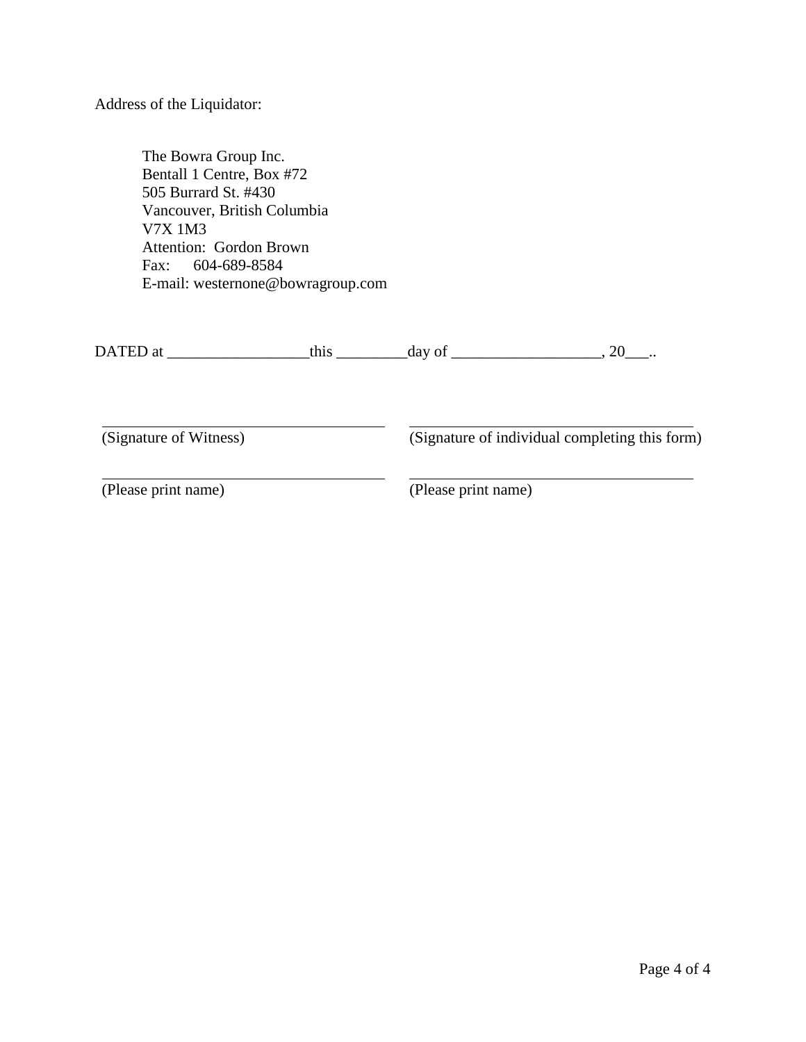Address of the Liquidator:

The Bowra Group Inc.
Bentall 1 Centre, Box #72
505 Burrard St. #430
Vancouver, British Columbia
V7X 1M3
Attention: Gordon Brown
Fax: 604-689-8584
E-mail: westernone@bowragroup.com

DATED at __________________this _________day of ___________________, 20___..

| | |
|---|---|
| ______________________________ | ______________________________ |
| (Signature of Witness) | (Signature of individual completing this form) |
| ______________________________ | ______________________________ |
| (Please print name) | (Please print name) |